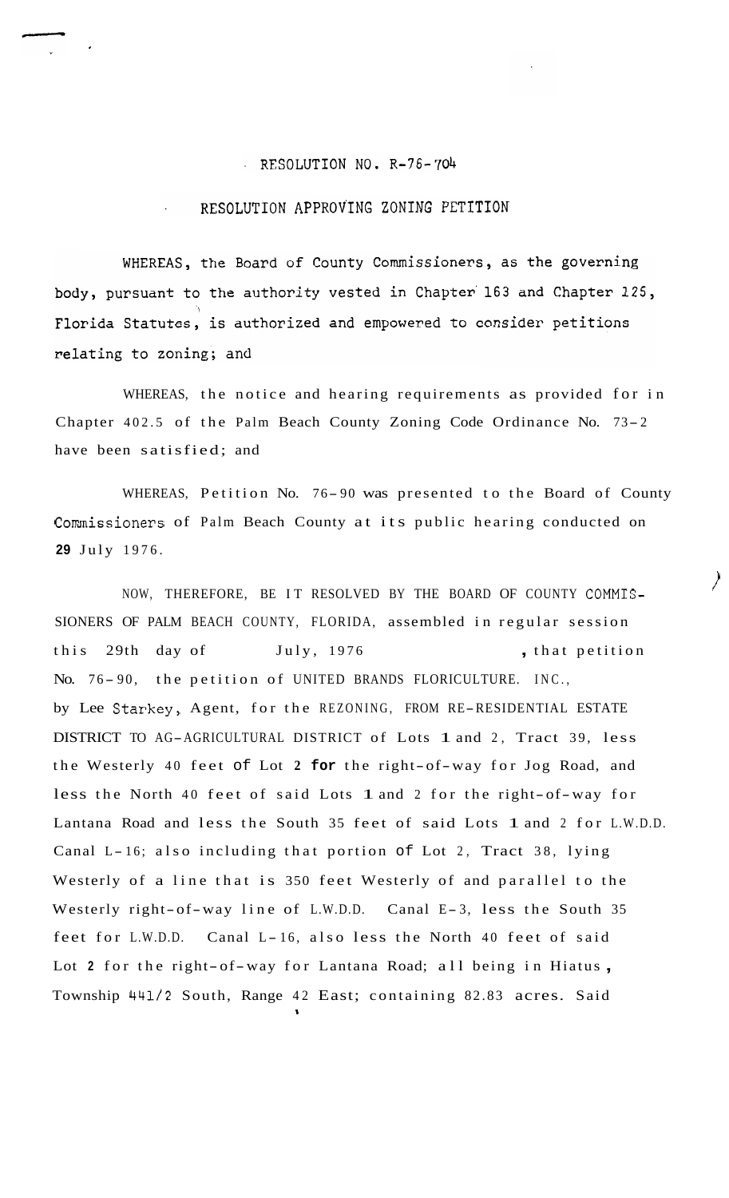# RESOLUTION NO. R-76-704

## RESOLUTION APPROVING ZONING PETITION

WHEREAS, the Board of County Commissioners, as the governing body, pursuant to the authority vested in Chapter 163 and Chapter 125, Florida Statutes, is authorized and empowered to consider petitions relating to zoning; and

WHEREAS, the notice and hearing requirements as provided for in Chapter 402.5 of the Palm Beach County Zoning Code Ordinance No. 73-2 have been satisfied; and

WHEREAS, Petition No. 76-90 was presented to the Board of County Commissioners of Palm Beach County at its public hearing conducted on **29** July 1976.

NOW, THEREFORE, BE IT RESOLVED BY THE BOARD OF COUNTY COMMISSIONERS OF PALM BEACH COUNTY, FLORIDA, assembled in regular session this 29th day of July, 1976, that petition No. 76-90, the petition of UNITED BRANDS FLORICULTURE. INC., by Lee Starkey, Agent, for the REZONING, FROM RE-RESIDENTIAL ESTATE DISTRICT TO AG-AGRICULTURAL DISTRICT of Lots 1 and 2, Tract 39, less the Westerly 40 feet of Lot 2 for the right-of-way for Jog Road, and less the North 40 feet of said Lots 1 and 2 for the right-of-way for Lantana Road and less the South 35 feet of said Lots 1 and 2 for L.W.D.D. Canal L-16; also including that portion of Lot 2, Tract 38, lying Westerly of a line that is 350 feet Westerly of and parallel to the Westerly right-of-way line of L.W.D.D. Canal E-3, less the South 35 feet for L.W.D.D. Canal L-16, also less the North 40 feet of said Lot 2 for the right-of-way for Lantana Road; all being in Hiatus, Township 44 1/2 South, Range 42 East; containing 82.83 acres. Said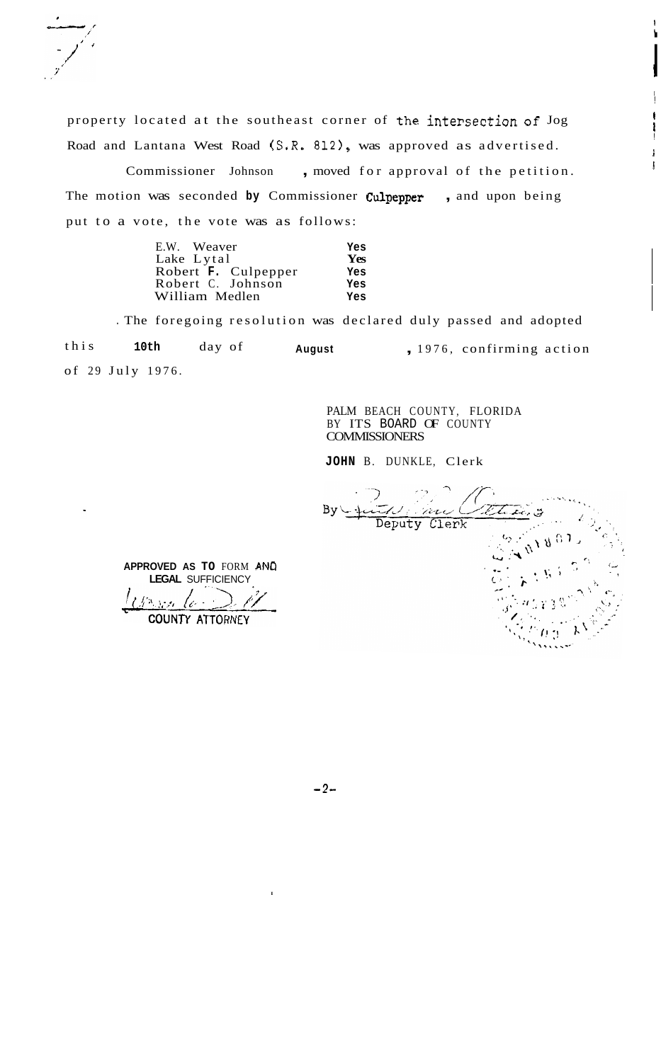property located at the southeast corner of the intersection of Jog Road and Lantana West Road (S.R. 812), was approved as advertised.

Commissioner Johnson, moved for approval of the petition. The motion was seconded by Commissioner Culpepper, and upon being put to a vote, the vote was as follows:

| | |
|---|---|
| E.W. Weaver | Yes |
| Lake Lytal | Yes |
| Robert F. Culpepper | Yes |
| Robert C. Johnson | Yes |
| William Medlen | Yes |

The foregoing resolution was declared duly passed and adopted this **10th** day of **August**, 1976, confirming action of 29 July 1976.

PALM BEACH COUNTY, FLORIDA
BY ITS BOARD OF COUNTY COMMISSIONERS

**JOHN** B. DUNKLE, Clerk

By ______________________
Deputy Clerk

**APPROVED AS TO FORM AND LEGAL SUFFICIENCY**

______________________
COUNTY ATTORNEY